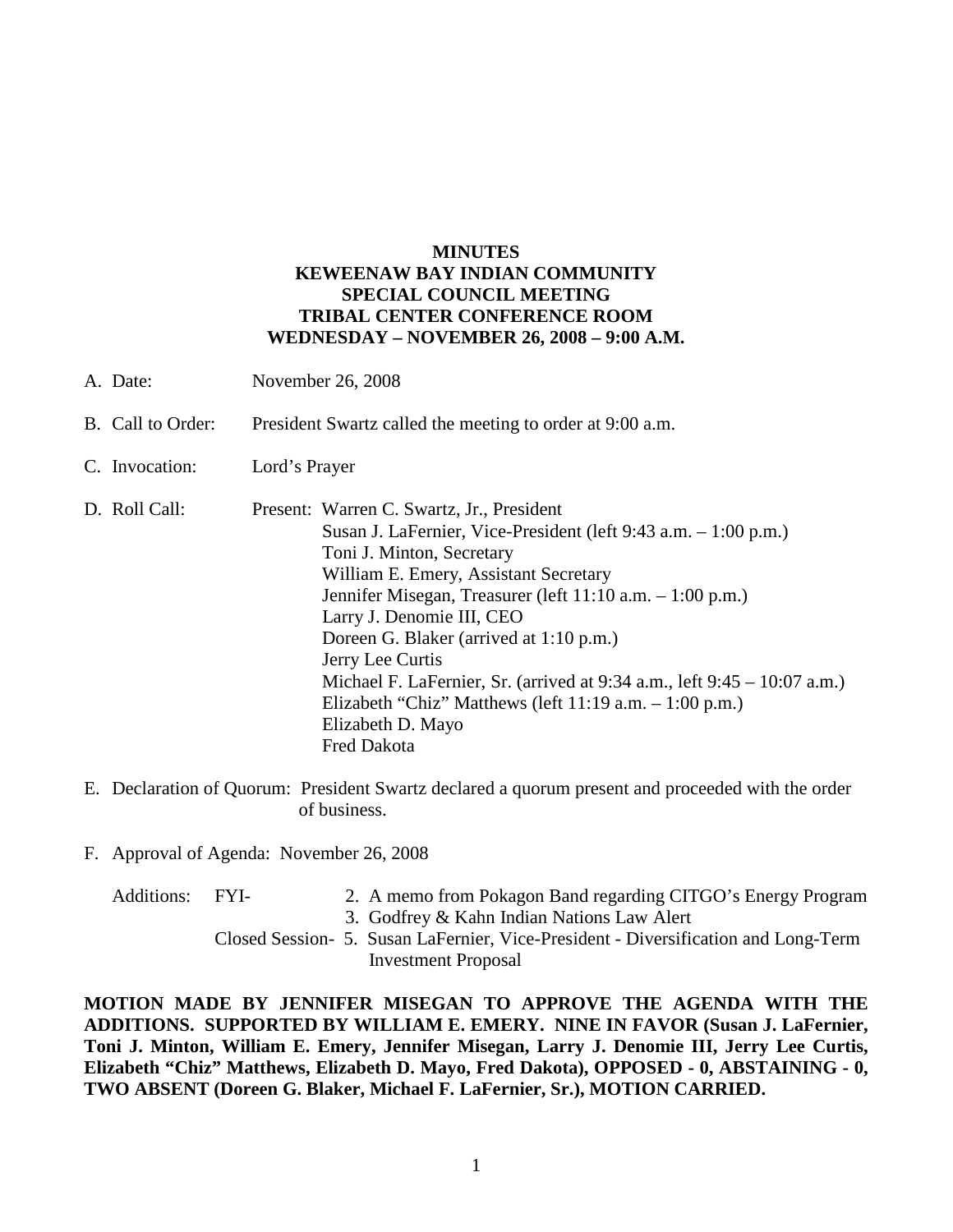**MINUTES**
**KEWEENAW BAY INDIAN COMMUNITY**
**SPECIAL COUNCIL MEETING**
**TRIBAL CENTER CONFERENCE ROOM**
**WEDNESDAY – NOVEMBER 26, 2008 – 9:00 A.M.**

A. Date: November 26, 2008

B. Call to Order: President Swartz called the meeting to order at 9:00 a.m.

C. Invocation: Lord's Prayer

D. Roll Call: Present:
- Warren C. Swartz, Jr., President
- Susan J. LaFernier, Vice-President (left 9:43 a.m. – 1:00 p.m.)
- Toni J. Minton, Secretary
- William E. Emery, Assistant Secretary
- Jennifer Misegan, Treasurer (left 11:10 a.m. – 1:00 p.m.)
- Larry J. Denomie III, CEO
- Doreen G. Blaker (arrived at 1:10 p.m.)
- Jerry Lee Curtis
- Michael F. LaFernier, Sr. (arrived at 9:34 a.m., left 9:45 – 10:07 a.m.)
- Elizabeth "Chiz" Matthews (left 11:19 a.m. – 1:00 p.m.)
- Elizabeth D. Mayo
- Fred Dakota

E. Declaration of Quorum: President Swartz declared a quorum present and proceeded with the order of business.

F. Approval of Agenda: November 26, 2008

Additions: FYI-
2. A memo from Pokagon Band regarding CITGO's Energy Program
3. Godfrey & Kahn Indian Nations Law Alert

Closed Session-
5. Susan LaFernier, Vice-President - Diversification and Long-Term Investment Proposal

**MOTION MADE BY JENNIFER MISEGAN TO APPROVE THE AGENDA WITH THE ADDITIONS. SUPPORTED BY WILLIAM E. EMERY. NINE IN FAVOR (Susan J. LaFernier, Toni J. Minton, William E. Emery, Jennifer Misegan, Larry J. Denomie III, Jerry Lee Curtis, Elizabeth "Chiz" Matthews, Elizabeth D. Mayo, Fred Dakota), OPPOSED - 0, ABSTAINING - 0, TWO ABSENT (Doreen G. Blaker, Michael F. LaFernier, Sr.), MOTION CARRIED.**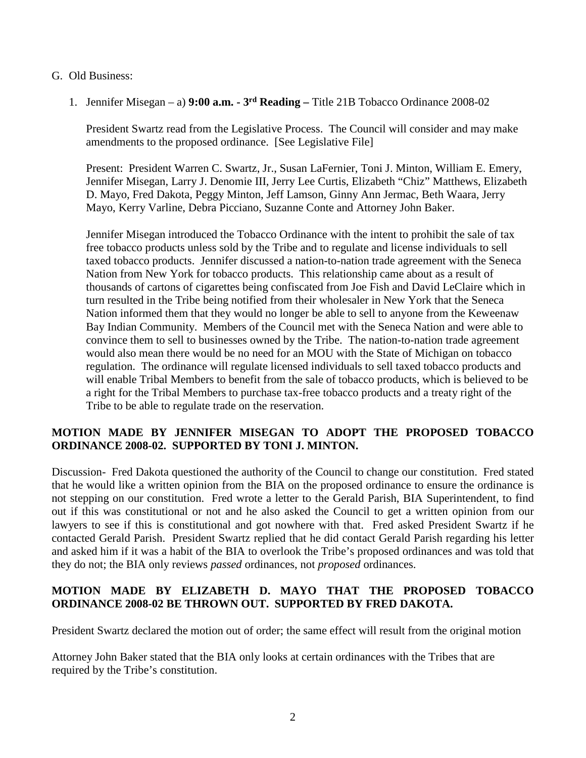G. Old Business:

1. Jennifer Misegan – a) **9:00 a.m. - 3rd Reading –** Title 21B Tobacco Ordinance 2008-02

   President Swartz read from the Legislative Process. The Council will consider and may make amendments to the proposed ordinance. [See Legislative File]

   Present: President Warren C. Swartz, Jr., Susan LaFernier, Toni J. Minton, William E. Emery, Jennifer Misegan, Larry J. Denomie III, Jerry Lee Curtis, Elizabeth "Chiz" Matthews, Elizabeth D. Mayo, Fred Dakota, Peggy Minton, Jeff Lamson, Ginny Ann Jermac, Beth Waara, Jerry Mayo, Kerry Varline, Debra Picciano, Suzanne Conte and Attorney John Baker.

   Jennifer Misegan introduced the Tobacco Ordinance with the intent to prohibit the sale of tax free tobacco products unless sold by the Tribe and to regulate and license individuals to sell taxed tobacco products. Jennifer discussed a nation-to-nation trade agreement with the Seneca Nation from New York for tobacco products. This relationship came about as a result of thousands of cartons of cigarettes being confiscated from Joe Fish and David LeClaire which in turn resulted in the Tribe being notified from their wholesaler in New York that the Seneca Nation informed them that they would no longer be able to sell to anyone from the Keweenaw Bay Indian Community. Members of the Council met with the Seneca Nation and were able to convince them to sell to businesses owned by the Tribe. The nation-to-nation trade agreement would also mean there would be no need for an MOU with the State of Michigan on tobacco regulation. The ordinance will regulate licensed individuals to sell taxed tobacco products and will enable Tribal Members to benefit from the sale of tobacco products, which is believed to be a right for the Tribal Members to purchase tax-free tobacco products and a treaty right of the Tribe to be able to regulate trade on the reservation.

**MOTION MADE BY JENNIFER MISEGAN TO ADOPT THE PROPOSED TOBACCO ORDINANCE 2008-02. SUPPORTED BY TONI J. MINTON.**

Discussion- Fred Dakota questioned the authority of the Council to change our constitution. Fred stated that he would like a written opinion from the BIA on the proposed ordinance to ensure the ordinance is not stepping on our constitution. Fred wrote a letter to the Gerald Parish, BIA Superintendent, to find out if this was constitutional or not and he also asked the Council to get a written opinion from our lawyers to see if this is constitutional and got nowhere with that. Fred asked President Swartz if he contacted Gerald Parish. President Swartz replied that he did contact Gerald Parish regarding his letter and asked him if it was a habit of the BIA to overlook the Tribe's proposed ordinances and was told that they do not; the BIA only reviews *passed* ordinances, not *proposed* ordinances.

**MOTION MADE BY ELIZABETH D. MAYO THAT THE PROPOSED TOBACCO ORDINANCE 2008-02 BE THROWN OUT. SUPPORTED BY FRED DAKOTA.**

President Swartz declared the motion out of order; the same effect will result from the original motion

Attorney John Baker stated that the BIA only looks at certain ordinances with the Tribes that are required by the Tribe's constitution.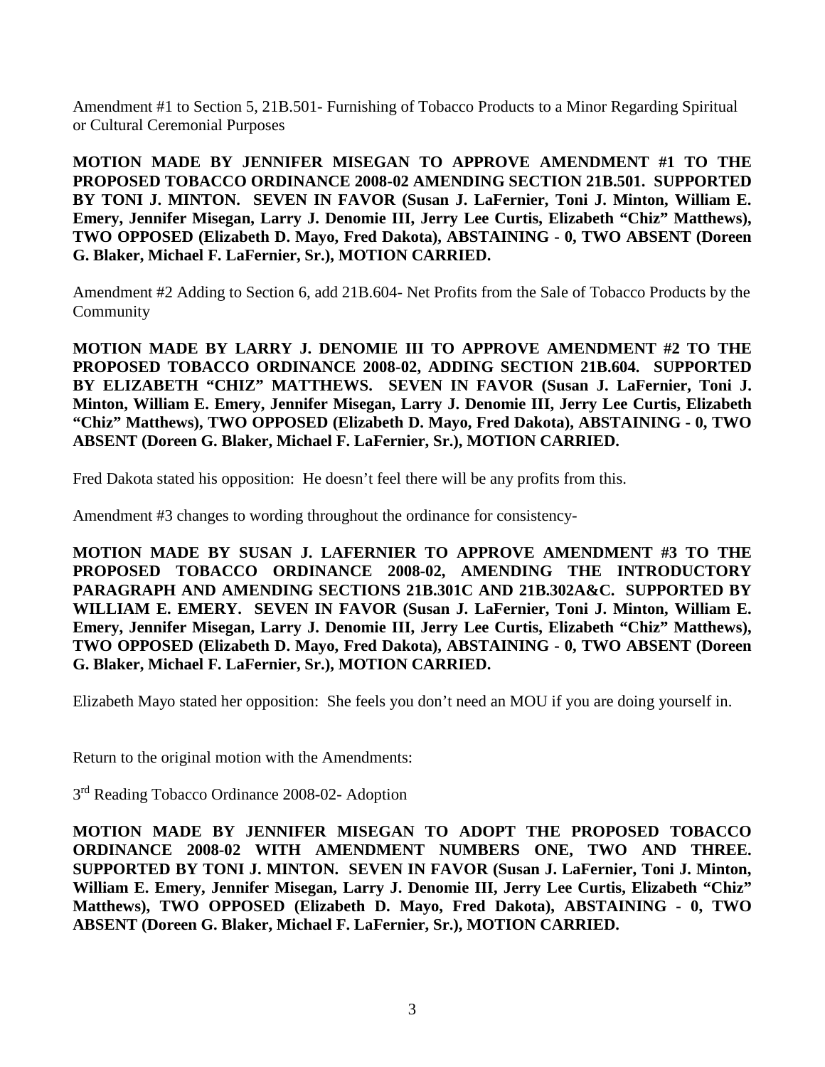Amendment #1 to Section 5, 21B.501- Furnishing of Tobacco Products to a Minor Regarding Spiritual or Cultural Ceremonial Purposes

**MOTION MADE BY JENNIFER MISEGAN TO APPROVE AMENDMENT #1 TO THE PROPOSED TOBACCO ORDINANCE 2008-02 AMENDING SECTION 21B.501. SUPPORTED BY TONI J. MINTON. SEVEN IN FAVOR (Susan J. LaFernier, Toni J. Minton, William E. Emery, Jennifer Misegan, Larry J. Denomie III, Jerry Lee Curtis, Elizabeth "Chiz" Matthews), TWO OPPOSED (Elizabeth D. Mayo, Fred Dakota), ABSTAINING - 0, TWO ABSENT (Doreen G. Blaker, Michael F. LaFernier, Sr.), MOTION CARRIED.**

Amendment #2 Adding to Section 6, add 21B.604- Net Profits from the Sale of Tobacco Products by the Community

**MOTION MADE BY LARRY J. DENOMIE III TO APPROVE AMENDMENT #2 TO THE PROPOSED TOBACCO ORDINANCE 2008-02, ADDING SECTION 21B.604. SUPPORTED BY ELIZABETH "CHIZ" MATTHEWS. SEVEN IN FAVOR (Susan J. LaFernier, Toni J. Minton, William E. Emery, Jennifer Misegan, Larry J. Denomie III, Jerry Lee Curtis, Elizabeth "Chiz" Matthews), TWO OPPOSED (Elizabeth D. Mayo, Fred Dakota), ABSTAINING - 0, TWO ABSENT (Doreen G. Blaker, Michael F. LaFernier, Sr.), MOTION CARRIED.**

Fred Dakota stated his opposition: He doesn't feel there will be any profits from this.

Amendment #3 changes to wording throughout the ordinance for consistency-

**MOTION MADE BY SUSAN J. LAFERNIER TO APPROVE AMENDMENT #3 TO THE PROPOSED TOBACCO ORDINANCE 2008-02, AMENDING THE INTRODUCTORY PARAGRAPH AND AMENDING SECTIONS 21B.301C AND 21B.302A&C. SUPPORTED BY WILLIAM E. EMERY. SEVEN IN FAVOR (Susan J. LaFernier, Toni J. Minton, William E. Emery, Jennifer Misegan, Larry J. Denomie III, Jerry Lee Curtis, Elizabeth "Chiz" Matthews), TWO OPPOSED (Elizabeth D. Mayo, Fred Dakota), ABSTAINING - 0, TWO ABSENT (Doreen G. Blaker, Michael F. LaFernier, Sr.), MOTION CARRIED.**

Elizabeth Mayo stated her opposition: She feels you don't need an MOU if you are doing yourself in.

Return to the original motion with the Amendments:

3rd Reading Tobacco Ordinance 2008-02- Adoption

**MOTION MADE BY JENNIFER MISEGAN TO ADOPT THE PROPOSED TOBACCO ORDINANCE 2008-02 WITH AMENDMENT NUMBERS ONE, TWO AND THREE. SUPPORTED BY TONI J. MINTON. SEVEN IN FAVOR (Susan J. LaFernier, Toni J. Minton, William E. Emery, Jennifer Misegan, Larry J. Denomie III, Jerry Lee Curtis, Elizabeth "Chiz" Matthews), TWO OPPOSED (Elizabeth D. Mayo, Fred Dakota), ABSTAINING - 0, TWO ABSENT (Doreen G. Blaker, Michael F. LaFernier, Sr.), MOTION CARRIED.**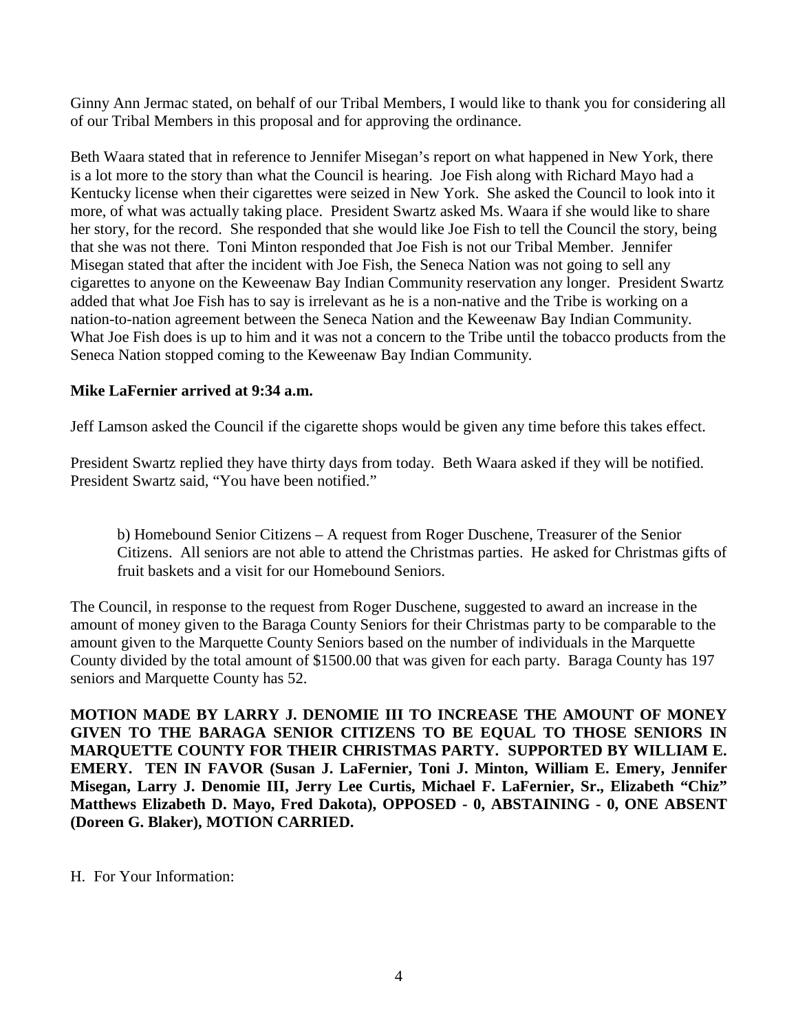Ginny Ann Jermac stated, on behalf of our Tribal Members, I would like to thank you for considering all of our Tribal Members in this proposal and for approving the ordinance.

Beth Waara stated that in reference to Jennifer Misegan's report on what happened in New York, there is a lot more to the story than what the Council is hearing. Joe Fish along with Richard Mayo had a Kentucky license when their cigarettes were seized in New York. She asked the Council to look into it more, of what was actually taking place. President Swartz asked Ms. Waara if she would like to share her story, for the record. She responded that she would like Joe Fish to tell the Council the story, being that she was not there. Toni Minton responded that Joe Fish is not our Tribal Member. Jennifer Misegan stated that after the incident with Joe Fish, the Seneca Nation was not going to sell any cigarettes to anyone on the Keweenaw Bay Indian Community reservation any longer. President Swartz added that what Joe Fish has to say is irrelevant as he is a non-native and the Tribe is working on a nation-to-nation agreement between the Seneca Nation and the Keweenaw Bay Indian Community. What Joe Fish does is up to him and it was not a concern to the Tribe until the tobacco products from the Seneca Nation stopped coming to the Keweenaw Bay Indian Community.

**Mike LaFernier arrived at 9:34 a.m.**

Jeff Lamson asked the Council if the cigarette shops would be given any time before this takes effect.

President Swartz replied they have thirty days from today. Beth Waara asked if they will be notified. President Swartz said, "You have been notified."

b) Homebound Senior Citizens – A request from Roger Duschene, Treasurer of the Senior Citizens. All seniors are not able to attend the Christmas parties. He asked for Christmas gifts of fruit baskets and a visit for our Homebound Seniors.

The Council, in response to the request from Roger Duschene, suggested to award an increase in the amount of money given to the Baraga County Seniors for their Christmas party to be comparable to the amount given to the Marquette County Seniors based on the number of individuals in the Marquette County divided by the total amount of $1500.00 that was given for each party. Baraga County has 197 seniors and Marquette County has 52.

**MOTION MADE BY LARRY J. DENOMIE III TO INCREASE THE AMOUNT OF MONEY GIVEN TO THE BARAGA SENIOR CITIZENS TO BE EQUAL TO THOSE SENIORS IN MARQUETTE COUNTY FOR THEIR CHRISTMAS PARTY. SUPPORTED BY WILLIAM E. EMERY. TEN IN FAVOR (Susan J. LaFernier, Toni J. Minton, William E. Emery, Jennifer Misegan, Larry J. Denomie III, Jerry Lee Curtis, Michael F. LaFernier, Sr., Elizabeth "Chiz" Matthews Elizabeth D. Mayo, Fred Dakota), OPPOSED - 0, ABSTAINING - 0, ONE ABSENT (Doreen G. Blaker), MOTION CARRIED.**

H. For Your Information: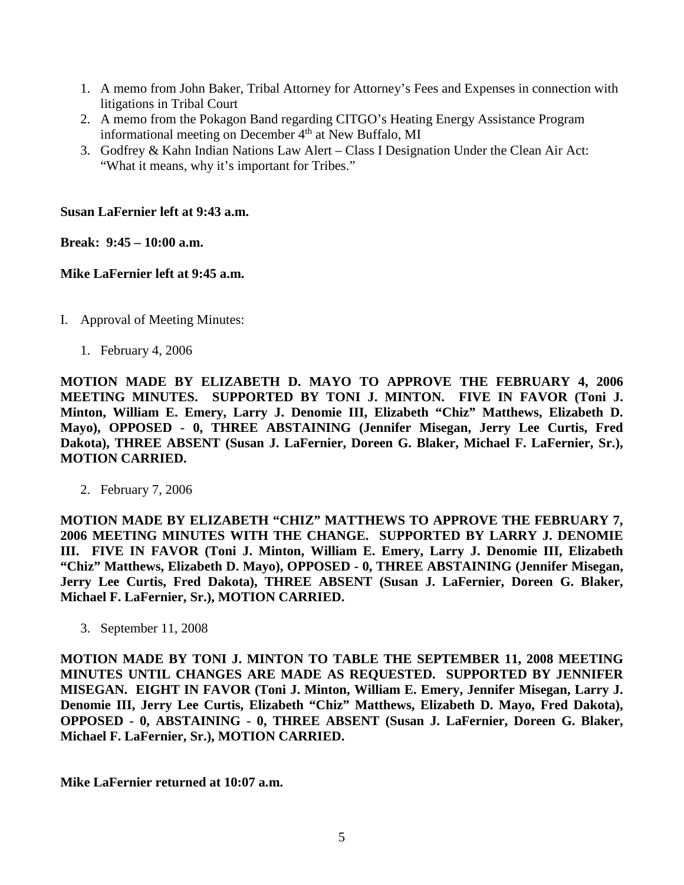1. A memo from John Baker, Tribal Attorney for Attorney's Fees and Expenses in connection with litigations in Tribal Court
2. A memo from the Pokagon Band regarding CITGO's Heating Energy Assistance Program informational meeting on December 4th at New Buffalo, MI
3. Godfrey & Kahn Indian Nations Law Alert – Class I Designation Under the Clean Air Act: "What it means, why it's important for Tribes."

**Susan LaFernier left at 9:43 a.m.**

**Break: 9:45 – 10:00 a.m.**

**Mike LaFernier left at 9:45 a.m.**

I. Approval of Meeting Minutes:

1. February 4, 2006

**MOTION MADE BY ELIZABETH D. MAYO TO APPROVE THE FEBRUARY 4, 2006 MEETING MINUTES. SUPPORTED BY TONI J. MINTON. FIVE IN FAVOR (Toni J. Minton, William E. Emery, Larry J. Denomie III, Elizabeth "Chiz" Matthews, Elizabeth D. Mayo), OPPOSED - 0, THREE ABSTAINING (Jennifer Misegan, Jerry Lee Curtis, Fred Dakota), THREE ABSENT (Susan J. LaFernier, Doreen G. Blaker, Michael F. LaFernier, Sr.), MOTION CARRIED.**

2. February 7, 2006

**MOTION MADE BY ELIZABETH "CHIZ" MATTHEWS TO APPROVE THE FEBRUARY 7, 2006 MEETING MINUTES WITH THE CHANGE. SUPPORTED BY LARRY J. DENOMIE III. FIVE IN FAVOR (Toni J. Minton, William E. Emery, Larry J. Denomie III, Elizabeth "Chiz" Matthews, Elizabeth D. Mayo), OPPOSED - 0, THREE ABSTAINING (Jennifer Misegan, Jerry Lee Curtis, Fred Dakota), THREE ABSENT (Susan J. LaFernier, Doreen G. Blaker, Michael F. LaFernier, Sr.), MOTION CARRIED.**

3. September 11, 2008

**MOTION MADE BY TONI J. MINTON TO TABLE THE SEPTEMBER 11, 2008 MEETING MINUTES UNTIL CHANGES ARE MADE AS REQUESTED. SUPPORTED BY JENNIFER MISEGAN. EIGHT IN FAVOR (Toni J. Minton, William E. Emery, Jennifer Misegan, Larry J. Denomie III, Jerry Lee Curtis, Elizabeth "Chiz" Matthews, Elizabeth D. Mayo, Fred Dakota), OPPOSED - 0, ABSTAINING - 0, THREE ABSENT (Susan J. LaFernier, Doreen G. Blaker, Michael F. LaFernier, Sr.), MOTION CARRIED.**

**Mike LaFernier returned at 10:07 a.m.**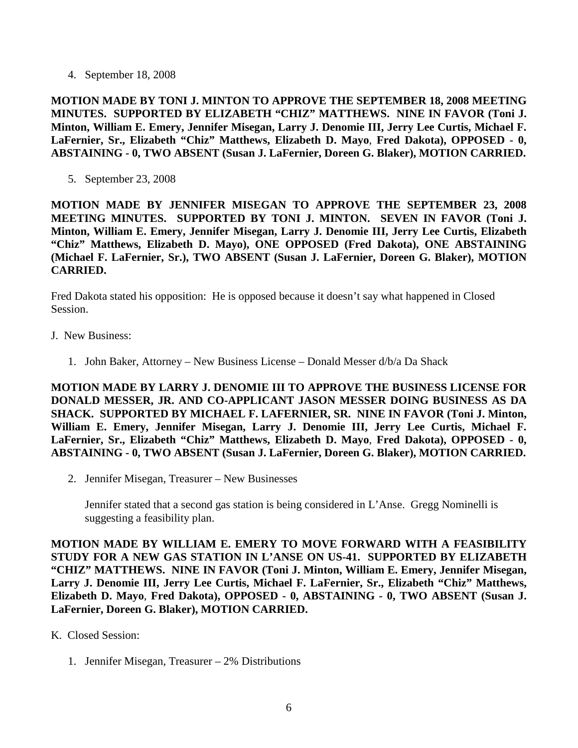4. September 18, 2008

**MOTION MADE BY TONI J. MINTON TO APPROVE THE SEPTEMBER 18, 2008 MEETING MINUTES. SUPPORTED BY ELIZABETH "CHIZ" MATTHEWS. NINE IN FAVOR (Toni J. Minton, William E. Emery, Jennifer Misegan, Larry J. Denomie III, Jerry Lee Curtis, Michael F. LaFernier, Sr., Elizabeth "Chiz" Matthews, Elizabeth D. Mayo, Fred Dakota), OPPOSED - 0, ABSTAINING - 0, TWO ABSENT (Susan J. LaFernier, Doreen G. Blaker), MOTION CARRIED.**

5. September 23, 2008

**MOTION MADE BY JENNIFER MISEGAN TO APPROVE THE SEPTEMBER 23, 2008 MEETING MINUTES. SUPPORTED BY TONI J. MINTON. SEVEN IN FAVOR (Toni J. Minton, William E. Emery, Jennifer Misegan, Larry J. Denomie III, Jerry Lee Curtis, Elizabeth "Chiz" Matthews, Elizabeth D. Mayo), ONE OPPOSED (Fred Dakota), ONE ABSTAINING (Michael F. LaFernier, Sr.), TWO ABSENT (Susan J. LaFernier, Doreen G. Blaker), MOTION CARRIED.**

Fred Dakota stated his opposition: He is opposed because it doesn't say what happened in Closed Session.

J. New Business:

1. John Baker, Attorney – New Business License – Donald Messer d/b/a Da Shack

**MOTION MADE BY LARRY J. DENOMIE III TO APPROVE THE BUSINESS LICENSE FOR DONALD MESSER, JR. AND CO-APPLICANT JASON MESSER DOING BUSINESS AS DA SHACK. SUPPORTED BY MICHAEL F. LAFERNIER, SR. NINE IN FAVOR (Toni J. Minton, William E. Emery, Jennifer Misegan, Larry J. Denomie III, Jerry Lee Curtis, Michael F. LaFernier, Sr., Elizabeth "Chiz" Matthews, Elizabeth D. Mayo, Fred Dakota), OPPOSED - 0, ABSTAINING - 0, TWO ABSENT (Susan J. LaFernier, Doreen G. Blaker), MOTION CARRIED.**

2. Jennifer Misegan, Treasurer – New Businesses

   Jennifer stated that a second gas station is being considered in L'Anse. Gregg Nominelli is suggesting a feasibility plan.

**MOTION MADE BY WILLIAM E. EMERY TO MOVE FORWARD WITH A FEASIBILITY STUDY FOR A NEW GAS STATION IN L'ANSE ON US-41. SUPPORTED BY ELIZABETH "CHIZ" MATTHEWS. NINE IN FAVOR (Toni J. Minton, William E. Emery, Jennifer Misegan, Larry J. Denomie III, Jerry Lee Curtis, Michael F. LaFernier, Sr., Elizabeth "Chiz" Matthews, Elizabeth D. Mayo, Fred Dakota), OPPOSED - 0, ABSTAINING - 0, TWO ABSENT (Susan J. LaFernier, Doreen G. Blaker), MOTION CARRIED.**

K. Closed Session:

1. Jennifer Misegan, Treasurer – 2% Distributions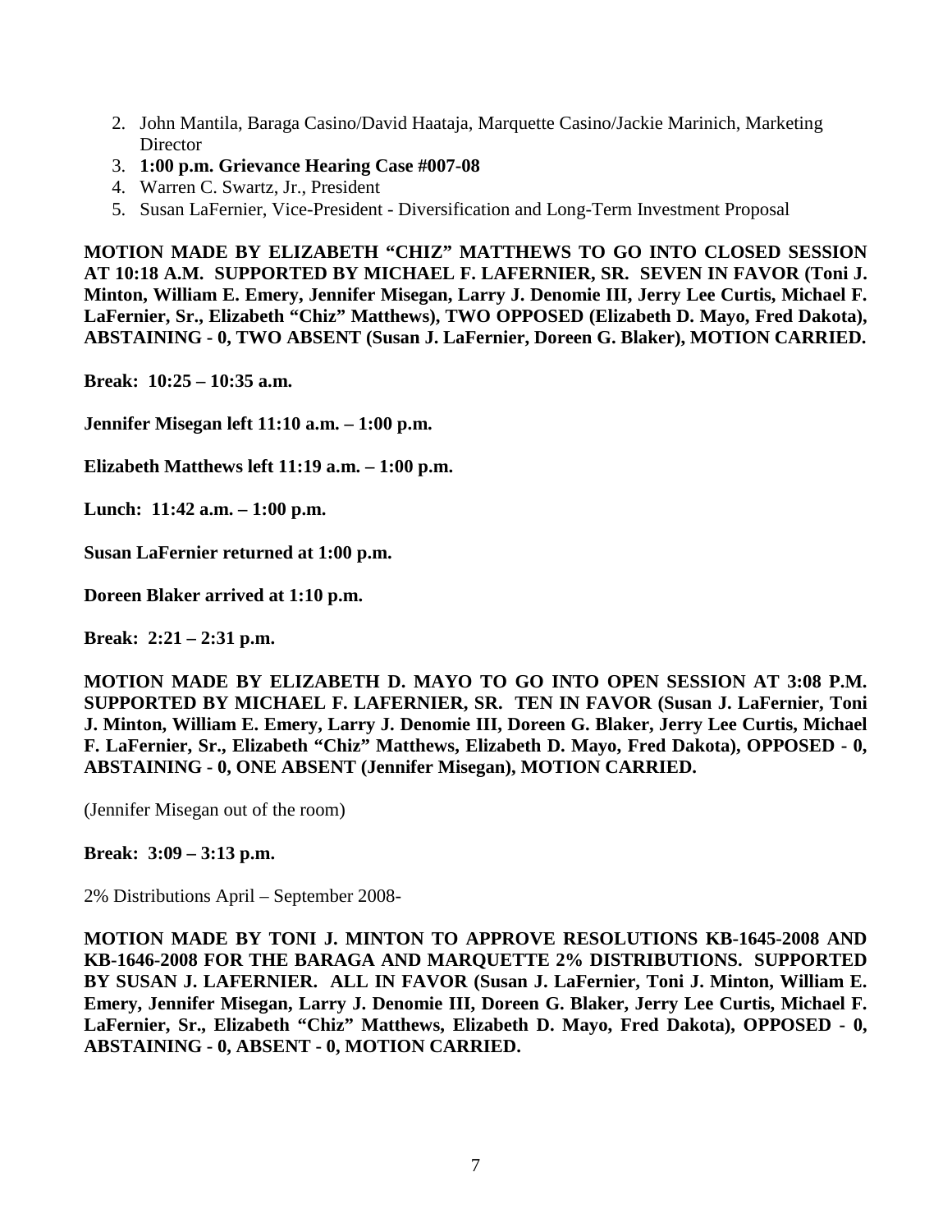2. John Mantila, Baraga Casino/David Haataja, Marquette Casino/Jackie Marinich, Marketing Director
3. **1:00 p.m. Grievance Hearing Case #007-08**
4. Warren C. Swartz, Jr., President
5. Susan LaFernier, Vice-President - Diversification and Long-Term Investment Proposal

**MOTION MADE BY ELIZABETH "CHIZ" MATTHEWS TO GO INTO CLOSED SESSION AT 10:18 A.M. SUPPORTED BY MICHAEL F. LAFERNIER, SR. SEVEN IN FAVOR (Toni J. Minton, William E. Emery, Jennifer Misegan, Larry J. Denomie III, Jerry Lee Curtis, Michael F. LaFernier, Sr., Elizabeth "Chiz" Matthews), TWO OPPOSED (Elizabeth D. Mayo, Fred Dakota), ABSTAINING - 0, TWO ABSENT (Susan J. LaFernier, Doreen G. Blaker), MOTION CARRIED.**

**Break: 10:25 – 10:35 a.m.**

**Jennifer Misegan left 11:10 a.m. – 1:00 p.m.**

**Elizabeth Matthews left 11:19 a.m. – 1:00 p.m.**

**Lunch: 11:42 a.m. – 1:00 p.m.**

**Susan LaFernier returned at 1:00 p.m.**

**Doreen Blaker arrived at 1:10 p.m.**

**Break: 2:21 – 2:31 p.m.**

**MOTION MADE BY ELIZABETH D. MAYO TO GO INTO OPEN SESSION AT 3:08 P.M. SUPPORTED BY MICHAEL F. LAFERNIER, SR. TEN IN FAVOR (Susan J. LaFernier, Toni J. Minton, William E. Emery, Larry J. Denomie III, Doreen G. Blaker, Jerry Lee Curtis, Michael F. LaFernier, Sr., Elizabeth "Chiz" Matthews, Elizabeth D. Mayo, Fred Dakota), OPPOSED - 0, ABSTAINING - 0, ONE ABSENT (Jennifer Misegan), MOTION CARRIED.**

(Jennifer Misegan out of the room)

**Break: 3:09 – 3:13 p.m.**

2% Distributions April – September 2008-

**MOTION MADE BY TONI J. MINTON TO APPROVE RESOLUTIONS KB-1645-2008 AND KB-1646-2008 FOR THE BARAGA AND MARQUETTE 2% DISTRIBUTIONS. SUPPORTED BY SUSAN J. LAFERNIER. ALL IN FAVOR (Susan J. LaFernier, Toni J. Minton, William E. Emery, Jennifer Misegan, Larry J. Denomie III, Doreen G. Blaker, Jerry Lee Curtis, Michael F. LaFernier, Sr., Elizabeth "Chiz" Matthews, Elizabeth D. Mayo, Fred Dakota), OPPOSED - 0, ABSTAINING - 0, ABSENT - 0, MOTION CARRIED.**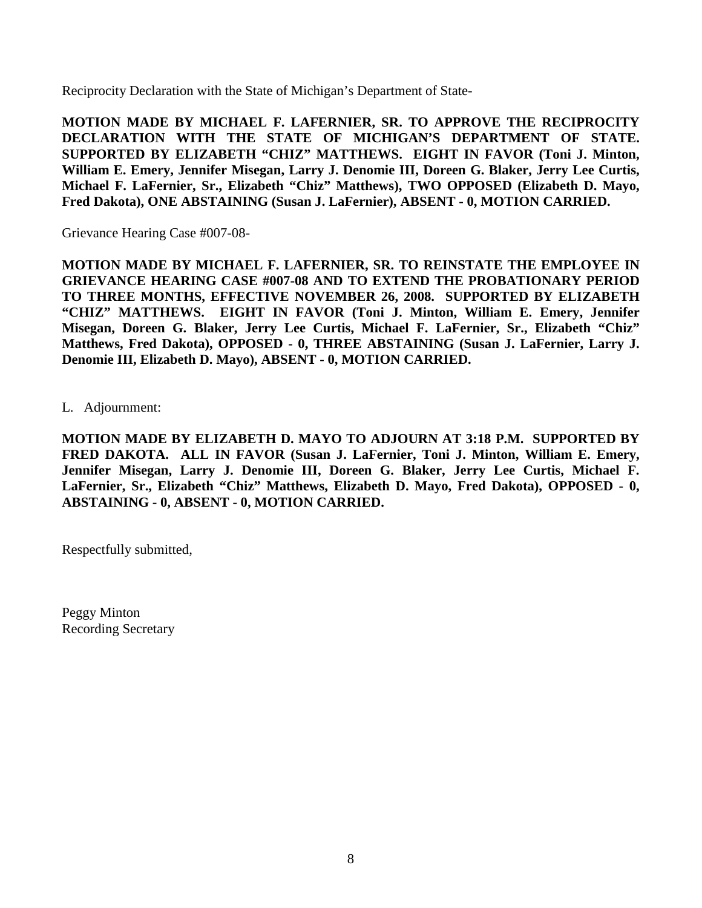Reciprocity Declaration with the State of Michigan's Department of State-

**MOTION MADE BY MICHAEL F. LAFERNIER, SR. TO APPROVE THE RECIPROCITY DECLARATION WITH THE STATE OF MICHIGAN'S DEPARTMENT OF STATE. SUPPORTED BY ELIZABETH "CHIZ" MATTHEWS. EIGHT IN FAVOR (Toni J. Minton, William E. Emery, Jennifer Misegan, Larry J. Denomie III, Doreen G. Blaker, Jerry Lee Curtis, Michael F. LaFernier, Sr., Elizabeth "Chiz" Matthews), TWO OPPOSED (Elizabeth D. Mayo, Fred Dakota), ONE ABSTAINING (Susan J. LaFernier), ABSENT - 0, MOTION CARRIED.**

Grievance Hearing Case #007-08-

**MOTION MADE BY MICHAEL F. LAFERNIER, SR. TO REINSTATE THE EMPLOYEE IN GRIEVANCE HEARING CASE #007-08 AND TO EXTEND THE PROBATIONARY PERIOD TO THREE MONTHS, EFFECTIVE NOVEMBER 26, 2008. SUPPORTED BY ELIZABETH "CHIZ" MATTHEWS. EIGHT IN FAVOR (Toni J. Minton, William E. Emery, Jennifer Misegan, Doreen G. Blaker, Jerry Lee Curtis, Michael F. LaFernier, Sr., Elizabeth "Chiz" Matthews, Fred Dakota), OPPOSED - 0, THREE ABSTAINING (Susan J. LaFernier, Larry J. Denomie III, Elizabeth D. Mayo), ABSENT - 0, MOTION CARRIED.**

L. Adjournment:

**MOTION MADE BY ELIZABETH D. MAYO TO ADJOURN AT 3:18 P.M. SUPPORTED BY FRED DAKOTA. ALL IN FAVOR (Susan J. LaFernier, Toni J. Minton, William E. Emery, Jennifer Misegan, Larry J. Denomie III, Doreen G. Blaker, Jerry Lee Curtis, Michael F. LaFernier, Sr., Elizabeth "Chiz" Matthews, Elizabeth D. Mayo, Fred Dakota), OPPOSED - 0, ABSTAINING - 0, ABSENT - 0, MOTION CARRIED.**

Respectfully submitted,

Peggy Minton
Recording Secretary